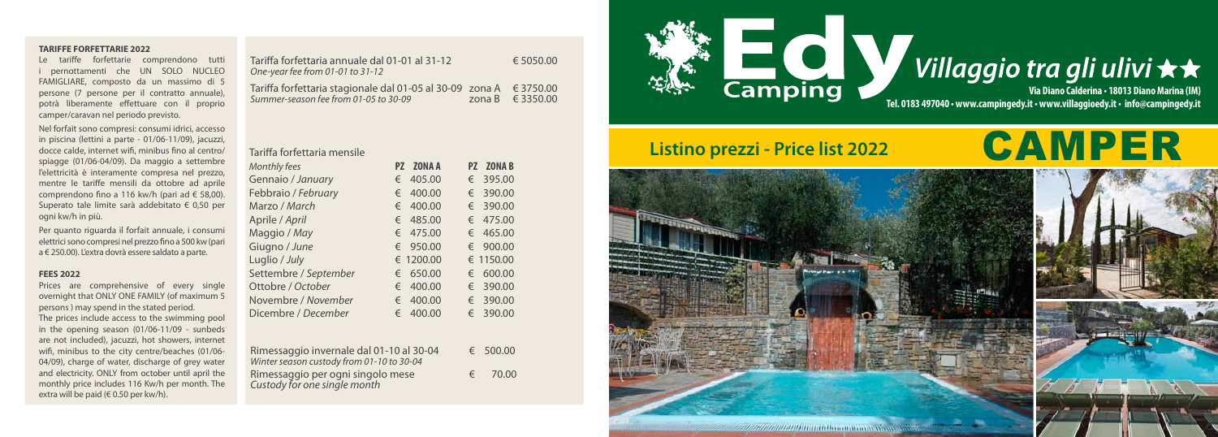# Edy Camping — Villaggio tra gli ulivi ★★

Via Diano Calderina • 18013 Diano Marina (IM)

Tel. 0183 497040 • www.campingedy.it • www.villaggioedy.it • info@campingedy.it

## Listino prezzi - Price list 2022

# CAMPER

### TARIFFE FORFETTARIE 2022

Le tariffe forfettarie comprendono tutti i pernottamenti che UN SOLO NUCLEO FAMIGLIARE, composto da un massimo di 5 persone (7 persone per il contratto annuale), potrà liberamente effettuare con il proprio camper/caravan nel periodo previsto.

Nel forfait sono compresi: consumi idrici, accesso in piscina (lettini a parte - 01/06-11/09), jacuzzi, docce calde, internet wifi, minibus fino al centro/spiagge (01/06-04/09). Da maggio a settembre l'elettricità è interamente compresa nel prezzo, mentre le tariffe mensili da ottobre ad aprile comprendono fino a 116 kw/h (pari ad € 58,00). Superato tale limite sarà addebitato € 0,50 per ogni kw/h in più.

Per quanto riguarda il forfait annuale, i consumi elettrici sono compresi nel prezzo fino a 500 kw (pari a € 250.00). L'extra dovrà essere saldato a parte.

### FEES 2022

Prices are comprehensive of every single overnight that ONLY ONE FAMILY (of maximum 5 persons ) may spend in the stated period.

The prices include access to the swimming pool in the opening season (01/06-11/09 - sunbeds are not included), jacuzzi, hot showers, internet wifi, minibus to the city centre/beaches (01/06-04/09), charge of water, discharge of grey water and electricity. ONLY from october until april the monthly price includes 116 Kw/h per month. The extra will be paid (€ 0.50 per kw/h).

| | | |
|---|---|---|
| Tariffa forfettaria annuale dal 01-01 al 31-12<br>*One-year fee from 01-01 to 31-12* | | € 5050.00 |
| Tariffa forfettaria stagionale dal 01-05 al 30-09<br>*Summer-season fee from 01-05 to 30-09* | zona A | € 3750.00 |
| | zona B | € 3350.00 |

Tariffa forfettaria mensile

| *Monthly fees* | PZ ZONA A | PZ ZONA B |
|---|---|---|
| Gennaio / *January* | € 405.00 | € 395.00 |
| Febbraio / *February* | € 400.00 | € 390.00 |
| Marzo / *March* | € 400.00 | € 390.00 |
| Aprile / *April* | € 485.00 | € 475.00 |
| Maggio / *May* | € 475.00 | € 465.00 |
| Giugno / *June* | € 950.00 | € 900.00 |
| Luglio / *July* | € 1200.00 | € 1150.00 |
| Settembre / *September* | € 650.00 | € 600.00 |
| Ottobre / *October* | € 400.00 | € 390.00 |
| Novembre / *November* | € 400.00 | € 390.00 |
| Dicembre / *December* | € 400.00 | € 390.00 |

| | |
|---|---|
| Rimessaggio invernale dal 01-10 al 30-04<br>*Winter season custody from 01-10 to 30-04* | € 500.00 |
| Rimessaggio per ogni singolo mese<br>*Custody for one single month* | € 70.00 |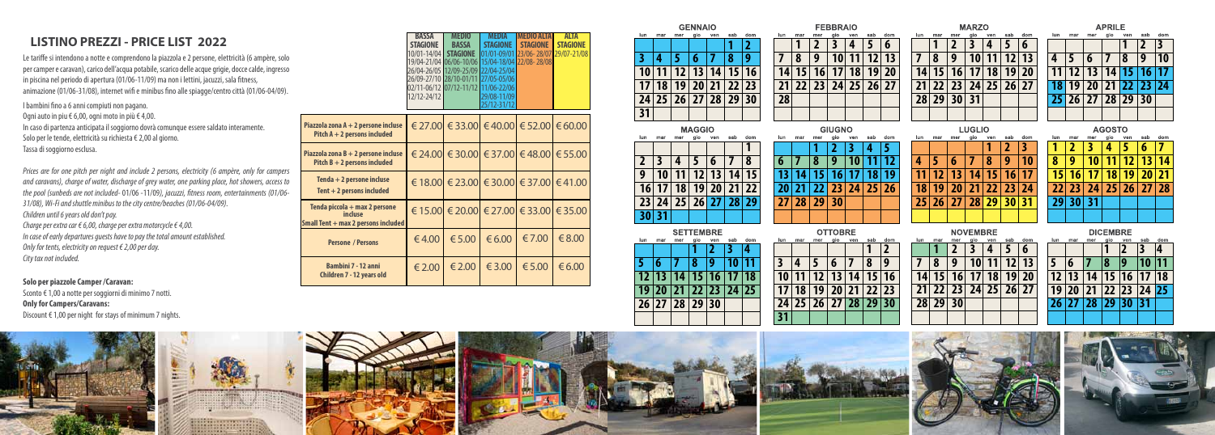## LISTINO PREZZI - PRICE LIST 2022

Le tariffe si intendono a notte e comprendono la piazzola e 2 persone, elettricità (6 ampère, solo per camper e caravan), carico dell'acqua potabile, scarico delle acque grigie, docce calde, ingresso in piscina nel periodo di apertura (01/06-11/09) ma non i lettini, jacuzzi, sala fitness, animazione (01/06-31/08), internet wifi e minibus fino alle spiagge/centro città (01/06-04/09).

I bambini fino a 6 anni compiuti non pagano.
Ogni auto in più € 6,00, ogni moto in più € 4,00.
In caso di partenza anticipata il soggiorno dovrà comunque essere saldato interamente.
Solo per le tende, elettricità su richiesta € 2,00 al giorno.
Tassa di soggiorno esclusa.

*Prices are for one pitch per night and include 2 persons, electricity (6 ampère, only for campers and caravans), charge of water, discharge of grey water, one parking place, hot showers, access to the pool (sunbeds are not included- 01/06 -11/09), jacuzzi, fitness room, entertainments (01/06-31/08), Wi-Fi and shuttle minibus to the city centre/beaches (01/06-04/09).*
*Children until 6 years old don't pay.*
*Charge per extra car € 6,00, charge per extra motorcycle € 4,00.*
*In case of early departures guests have to pay the total amount established.*
*Only for tents, electricity on request € 2,00 per day.*
*City tax not included.*

**Solo per piazzole Camper /Caravan:**
Sconto € 1,00 a notte per soggiorni di minimo 7 notti.
**Only for Campers/Caravans:**
Discount € 1,00 per night for stays of minimum 7 nights.

| | BASSA STAGIONE | MEDIO BASSA STAGIONE | MEDIA STAGIONE | MEDIO ALTA STAGIONE | ALTA STAGIONE |
|---|---|---|---|---|---|
| | 10/01-14/04<br>19/04-21/04<br>26/04-26/05<br>26/09-27/10<br>02/11-06/12<br>12/12-24/12 | 06/06-10/06<br>12/09-25/09<br>28/10-01/11<br>07/12-11/12 | 01/01-09/01<br>15/04-18/04<br>22/04-25/04<br>27/05-05/06<br>11/06-22/06<br>29/08-11/09<br>25/12-31/12 | 23/06-28/07<br>22/08-28/08 | 29/07-21/08 |
| Piazzola zona A + 2 persone incluse<br>Pitch A + 2 persons included | € 27.00 | € 33.00 | € 40.00 | € 52.00 | € 60.00 |
| Piazzola zona B + 2 persone incluse<br>Pitch B + 2 persons included | € 24.00 | € 30.00 | € 37.00 | € 48.00 | € 55.00 |
| Tenda + 2 persone incluse<br>Tent + 2 persons included | € 18.00 | € 23.00 | € 30.00 | € 37.00 | € 41.00 |
| Tenda piccola + max 2 persone incluse<br>Small Tent + max 2 persons included | € 15.00 | € 20.00 | € 27.00 | € 33.00 | € 35.00 |
| Persone / Persons | € 4.00 | € 5.00 | € 6.00 | € 7.00 | € 8.00 |
| Bambini 7 - 12 anni<br>Children 7 - 12 years old | € 2.00 | € 2.00 | € 3.00 | € 5.00 | € 6.00 |

**GENNAIO**

| lun | mar | mer | gio | ven | sab | dom |
|---|---|---|---|---|---|---|
| | | | | | 1 | 2 |
| 3 | 4 | 5 | 6 | 7 | 8 | 9 |
| 10 | 11 | 12 | 13 | 14 | 15 | 16 |
| 17 | 18 | 19 | 20 | 21 | 22 | 23 |
| 24 | 25 | 26 | 27 | 28 | 29 | 30 |
| 31 | | | | | | |

**FEBBRAIO**

| lun | mar | mer | gio | ven | sab | dom |
|---|---|---|---|---|---|---|
| | 1 | 2 | 3 | 4 | 5 | 6 |
| 7 | 8 | 9 | 10 | 11 | 12 | 13 |
| 14 | 15 | 16 | 17 | 18 | 19 | 20 |
| 21 | 22 | 23 | 24 | 25 | 26 | 27 |
| 28 | | | | | | |

**MARZO**

| lun | mar | mer | gio | ven | sab | dom |
|---|---|---|---|---|---|---|
| | 1 | 2 | 3 | 4 | 5 | 6 |
| 7 | 8 | 9 | 10 | 11 | 12 | 13 |
| 14 | 15 | 16 | 17 | 18 | 19 | 20 |
| 21 | 22 | 23 | 24 | 25 | 26 | 27 |
| 28 | 29 | 30 | 31 | | | |

**APRILE**

| lun | mar | mer | gio | ven | sab | dom |
|---|---|---|---|---|---|---|
| | | | | 1 | 2 | 3 |
| 4 | 5 | 6 | 7 | 8 | 9 | 10 |
| 11 | 12 | 13 | 14 | 15 | 16 | 17 |
| 18 | 19 | 20 | 21 | 22 | 23 | 24 |
| 25 | 26 | 27 | 28 | 29 | 30 | |

**MAGGIO**

| lun | mar | mer | gio | ven | sab | dom |
|---|---|---|---|---|---|---|
| | | | | | | 1 |
| 2 | 3 | 4 | 5 | 6 | 7 | 8 |
| 9 | 10 | 11 | 12 | 13 | 14 | 15 |
| 16 | 17 | 18 | 19 | 20 | 21 | 22 |
| 23 | 24 | 25 | 26 | 27 | 28 | 29 |
| 30 | 31 | | | | | |

**GIUGNO**

| lun | mar | mer | gio | ven | sab | dom |
|---|---|---|---|---|---|---|
| | | 1 | 2 | 3 | 4 | 5 |
| 6 | 7 | 8 | 9 | 10 | 11 | 12 |
| 13 | 14 | 15 | 16 | 17 | 18 | 19 |
| 20 | 21 | 22 | 23 | 24 | 25 | 26 |
| 27 | 28 | 29 | 30 | | | |

**LUGLIO**

| lun | mar | mer | gio | ven | sab | dom |
|---|---|---|---|---|---|---|
| | | | | 1 | 2 | 3 |
| 4 | 5 | 6 | 7 | 8 | 9 | 10 |
| 11 | 12 | 13 | 14 | 15 | 16 | 17 |
| 18 | 19 | 20 | 21 | 22 | 23 | 24 |
| 25 | 26 | 27 | 28 | 29 | 30 | 31 |

**AGOSTO**

| lun | mar | mer | gio | ven | sab | dom |
|---|---|---|---|---|---|---|
| 1 | 2 | 3 | 4 | 5 | 6 | 7 |
| 8 | 9 | 10 | 11 | 12 | 13 | 14 |
| 15 | 16 | 17 | 18 | 19 | 20 | 21 |
| 22 | 23 | 24 | 25 | 26 | 27 | 28 |
| 29 | 30 | 31 | | | | |

**SETTEMBRE**

| lun | mar | mer | gio | ven | sab | dom |
|---|---|---|---|---|---|---|
| | | | 1 | 2 | 3 | 4 |
| 5 | 6 | 7 | 8 | 9 | 10 | 11 |
| 12 | 13 | 14 | 15 | 16 | 17 | 18 |
| 19 | 20 | 21 | 22 | 23 | 24 | 25 |
| 26 | 27 | 28 | 29 | 30 | | |

**OTTOBRE**

| lun | mar | mer | gio | ven | sab | dom |
|---|---|---|---|---|---|---|
| | | | | | 1 | 2 |
| 3 | 4 | 5 | 6 | 7 | 8 | 9 |
| 10 | 11 | 12 | 13 | 14 | 15 | 16 |
| 17 | 18 | 19 | 20 | 21 | 22 | 23 |
| 24 | 25 | 26 | 27 | 28 | 29 | 30 |
| 31 | | | | | | |

**NOVEMBRE**

| lun | mar | mer | gio | ven | sab | dom |
|---|---|---|---|---|---|---|
| | 1 | 2 | 3 | 4 | 5 | 6 |
| 7 | 8 | 9 | 10 | 11 | 12 | 13 |
| 14 | 15 | 16 | 17 | 18 | 19 | 20 |
| 21 | 22 | 23 | 24 | 25 | 26 | 27 |
| 28 | 29 | 30 | | | | |

**DICEMBRE**

| lun | mar | mer | gio | ven | sab | dom |
|---|---|---|---|---|---|---|
| | | | 1 | 2 | 3 | 4 |
| 5 | 6 | 7 | 8 | 9 | 10 | 11 |
| 12 | 13 | 14 | 15 | 16 | 17 | 18 |
| 19 | 20 | 21 | 22 | 23 | 24 | 25 |
| 26 | 27 | 28 | 29 | 30 | 31 | |